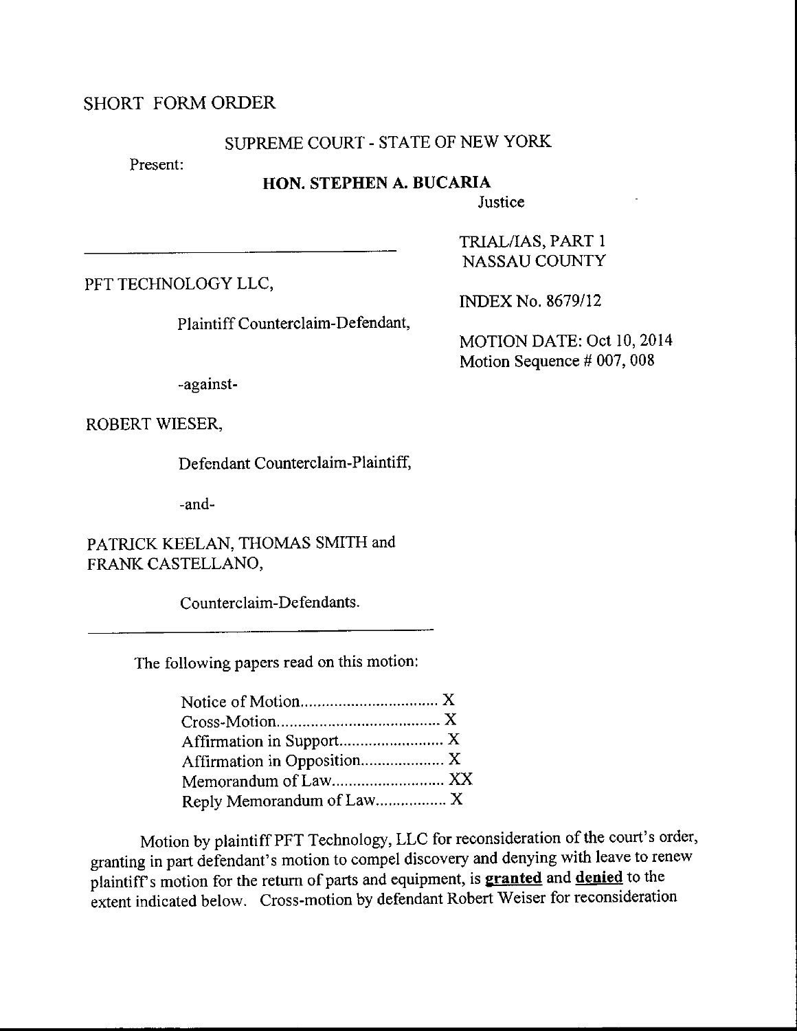SHORT FORM ORDER

SUPREME COURT - STATE OF NEW YORK

Present:

**HON. STEPHEN A. BUCARIA**

Justice

TRIAL/IAS, PART 1
NASSAU COUNTY

PFT TECHNOLOGY LLC,

Plaintiff Counterclaim-Defendant,

INDEX No. 8679/12

MOTION DATE: Oct 10, 2014
Motion Sequence # 007, 008

-against-

ROBERT WIESER,

Defendant Counterclaim-Plaintiff,

-and-

PATRICK KEELAN, THOMAS SMITH and FRANK CASTELLANO,

Counterclaim-Defendants.

The following papers read on this motion:

Notice of Motion.................................. X
Cross-Motion....................................... X
Affirmation in Support......................... X
Affirmation in Opposition.................... X
Memorandum of Law........................... XX
Reply Memorandum of Law................. X

Motion by plaintiff PFT Technology, LLC for reconsideration of the court's order, granting in part defendant's motion to compel discovery and denying with leave to renew plaintiff's motion for the return of parts and equipment, is **granted** and **denied** to the extent indicated below. Cross-motion by defendant Robert Weiser for reconsideration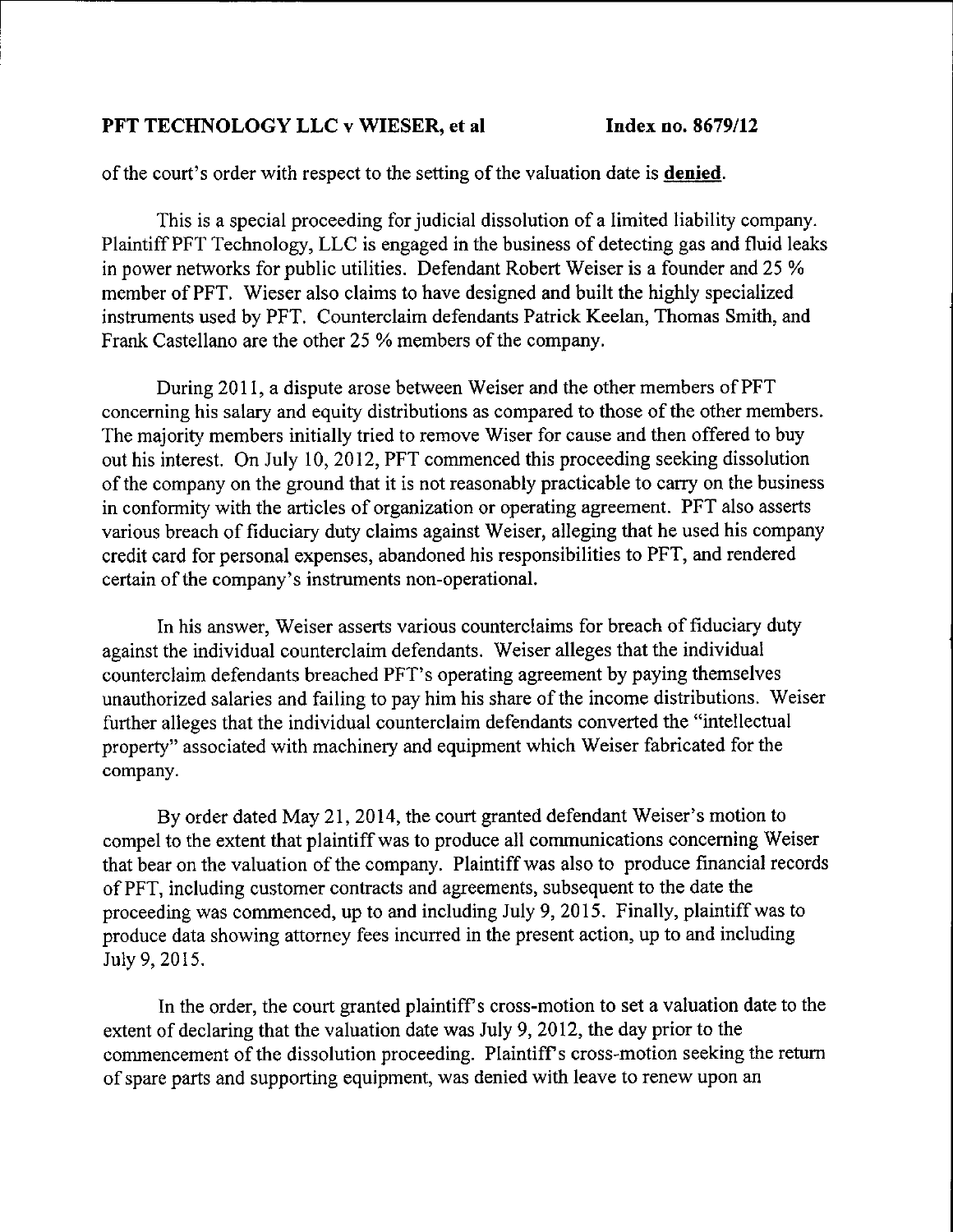of the court's order with respect to the setting of the valuation date is **denied**.

This is a special proceeding for judicial dissolution of a limited liability company. Plaintiff PFT Technology, LLC is engaged in the business of detecting gas and fluid leaks in power networks for public utilities. Defendant Robert Weiser is a founder and 25 % member of PFT. Wieser also claims to have designed and built the highly specialized instruments used by PFT. Counterclaim defendants Patrick Keelan, Thomas Smith, and Frank Castellano are the other 25 % members of the company.

During 2011, a dispute arose between Weiser and the other members of PFT concerning his salary and equity distributions as compared to those of the other members. The majority members initially tried to remove Wiser for cause and then offered to buy out his interest. On July 10, 2012, PFT commenced this proceeding seeking dissolution of the company on the ground that it is not reasonably practicable to carry on the business in conformity with the articles of organization or operating agreement. PFT also asserts various breach of fiduciary duty claims against Weiser, alleging that he used his company credit card for personal expenses, abandoned his responsibilities to PFT, and rendered certain of the company's instruments non-operational.

In his answer, Weiser asserts various counterclaims for breach of fiduciary duty against the individual counterclaim defendants. Weiser alleges that the individual counterclaim defendants breached PFT's operating agreement by paying themselves unauthorized salaries and failing to pay him his share of the income distributions. Weiser further alleges that the individual counterclaim defendants converted the "intellectual property" associated with machinery and equipment which Weiser fabricated for the company.

By order dated May 21, 2014, the court granted defendant Weiser's motion to compel to the extent that plaintiff was to produce all communications concerning Weiser that bear on the valuation of the company. Plaintiff was also to produce financial records of PFT, including customer contracts and agreements, subsequent to the date the proceeding was commenced, up to and including July 9, 2015. Finally, plaintiff was to produce data showing attorney fees incurred in the present action, up to and including July 9, 2015.

In the order, the court granted plaintiff's cross-motion to set a valuation date to the extent of declaring that the valuation date was July 9, 2012, the day prior to the commencement of the dissolution proceeding. Plaintiff's cross-motion seeking the return of spare parts and supporting equipment, was denied with leave to renew upon an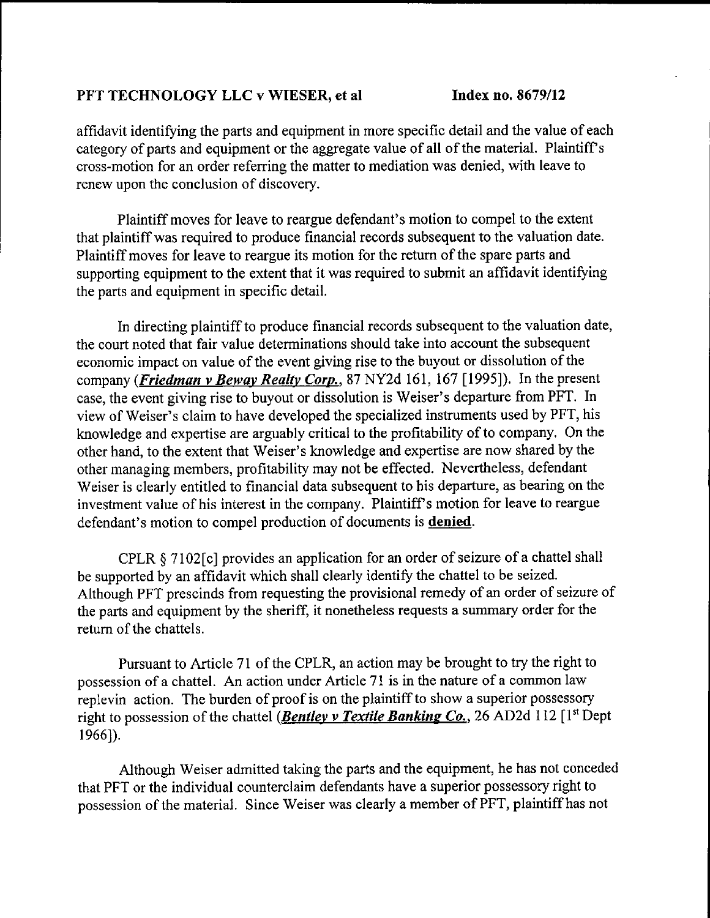affidavit identifying the parts and equipment in more specific detail and the value of each category of parts and equipment or the aggregate value of all of the material. Plaintiff's cross-motion for an order referring the matter to mediation was denied, with leave to renew upon the conclusion of discovery.

Plaintiff moves for leave to reargue defendant's motion to compel to the extent that plaintiff was required to produce financial records subsequent to the valuation date. Plaintiff moves for leave to reargue its motion for the return of the spare parts and supporting equipment to the extent that it was required to submit an affidavit identifying the parts and equipment in specific detail.

In directing plaintiff to produce financial records subsequent to the valuation date, the court noted that fair value determinations should take into account the subsequent economic impact on value of the event giving rise to the buyout or dissolution of the company (***Friedman v Beway Realty Corp.***, 87 NY2d 161, 167 [1995]). In the present case, the event giving rise to buyout or dissolution is Weiser's departure from PFT. In view of Weiser's claim to have developed the specialized instruments used by PFT, his knowledge and expertise are arguably critical to the profitability of to company. On the other hand, to the extent that Weiser's knowledge and expertise are now shared by the other managing members, profitability may not be effected. Nevertheless, defendant Weiser is clearly entitled to financial data subsequent to his departure, as bearing on the investment value of his interest in the company. Plaintiff's motion for leave to reargue defendant's motion to compel production of documents is **denied**.

CPLR § 7102[c] provides an application for an order of seizure of a chattel shall be supported by an affidavit which shall clearly identify the chattel to be seized. Although PFT prescinds from requesting the provisional remedy of an order of seizure of the parts and equipment by the sheriff, it nonetheless requests a summary order for the return of the chattels.

Pursuant to Article 71 of the CPLR, an action may be brought to try the right to possession of a chattel. An action under Article 71 is in the nature of a common law replevin action. The burden of proof is on the plaintiff to show a superior possessory right to possession of the chattel (***Bentley v Textile Banking Co.***, 26 AD2d 112 [1st Dept 1966]).

Although Weiser admitted taking the parts and the equipment, he has not conceded that PFT or the individual counterclaim defendants have a superior possessory right to possession of the material. Since Weiser was clearly a member of PFT, plaintiff has not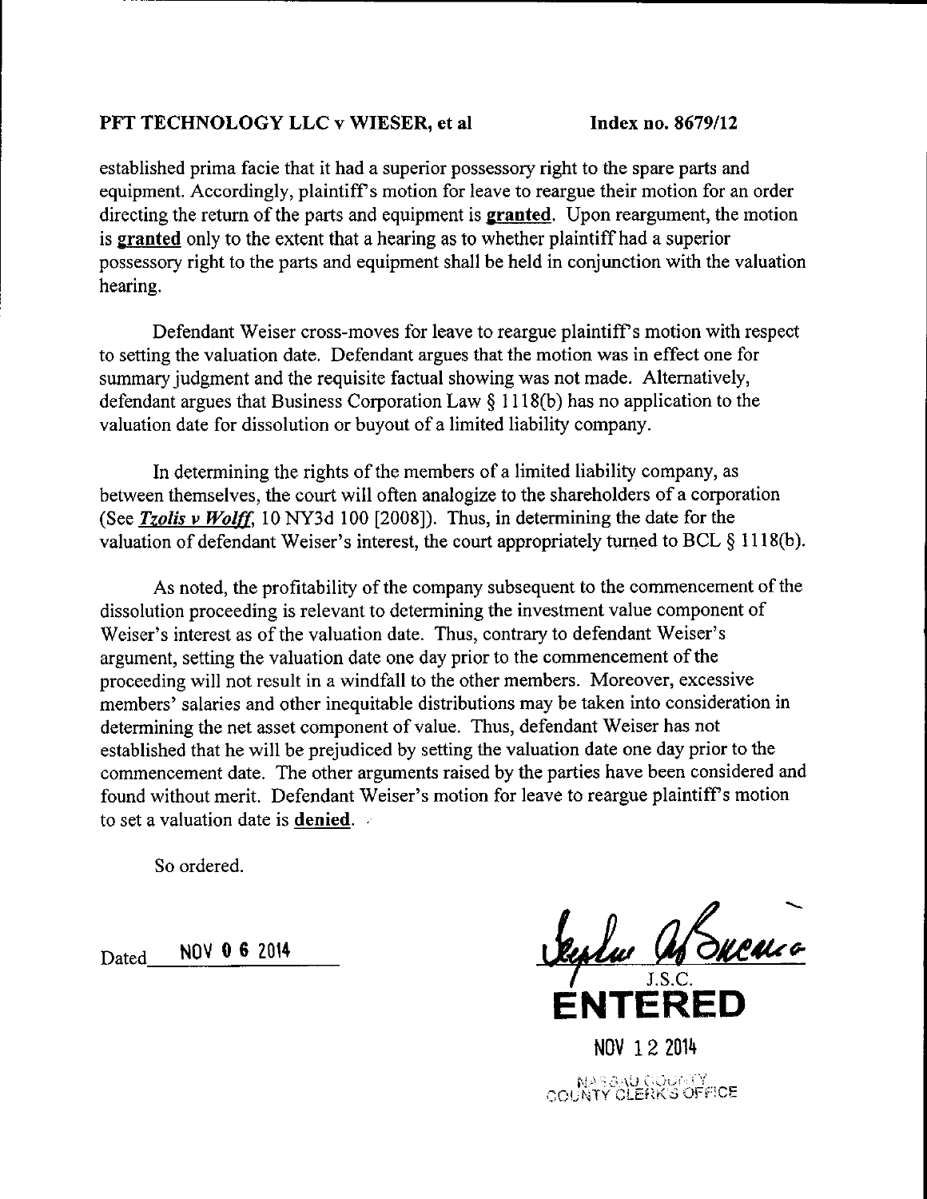established prima facie that it had a superior possessory right to the spare parts and equipment. Accordingly, plaintiff's motion for leave to reargue their motion for an order directing the return of the parts and equipment is **granted**. Upon reargument, the motion is **granted** only to the extent that a hearing as to whether plaintiff had a superior possessory right to the parts and equipment shall be held in conjunction with the valuation hearing.

Defendant Weiser cross-moves for leave to reargue plaintiff's motion with respect to setting the valuation date. Defendant argues that the motion was in effect one for summary judgment and the requisite factual showing was not made. Alternatively, defendant argues that Business Corporation Law § 1118(b) has no application to the valuation date for dissolution or buyout of a limited liability company.

In determining the rights of the members of a limited liability company, as between themselves, the court will often analogize to the shareholders of a corporation (See ***Tzolis v Wolff***, 10 NY3d 100 [2008]). Thus, in determining the date for the valuation of defendant Weiser's interest, the court appropriately turned to BCL § 1118(b).

As noted, the profitability of the company subsequent to the commencement of the dissolution proceeding is relevant to determining the investment value component of Weiser's interest as of the valuation date. Thus, contrary to defendant Weiser's argument, setting the valuation date one day prior to the commencement of the proceeding will not result in a windfall to the other members. Moreover, excessive members' salaries and other inequitable distributions may be taken into consideration in determining the net asset component of value. Thus, defendant Weiser has not established that he will be prejudiced by setting the valuation date one day prior to the commencement date. The other arguments raised by the parties have been considered and found without merit. Defendant Weiser's motion for leave to reargue plaintiff's motion to set a valuation date is **denied**.

So ordered.

Dated NOV 0 6 2014

J.S.C.

**ENTERED**

NOV 1 2 2014

NASSAU COUNTY
COUNTY CLERK'S OFFICE